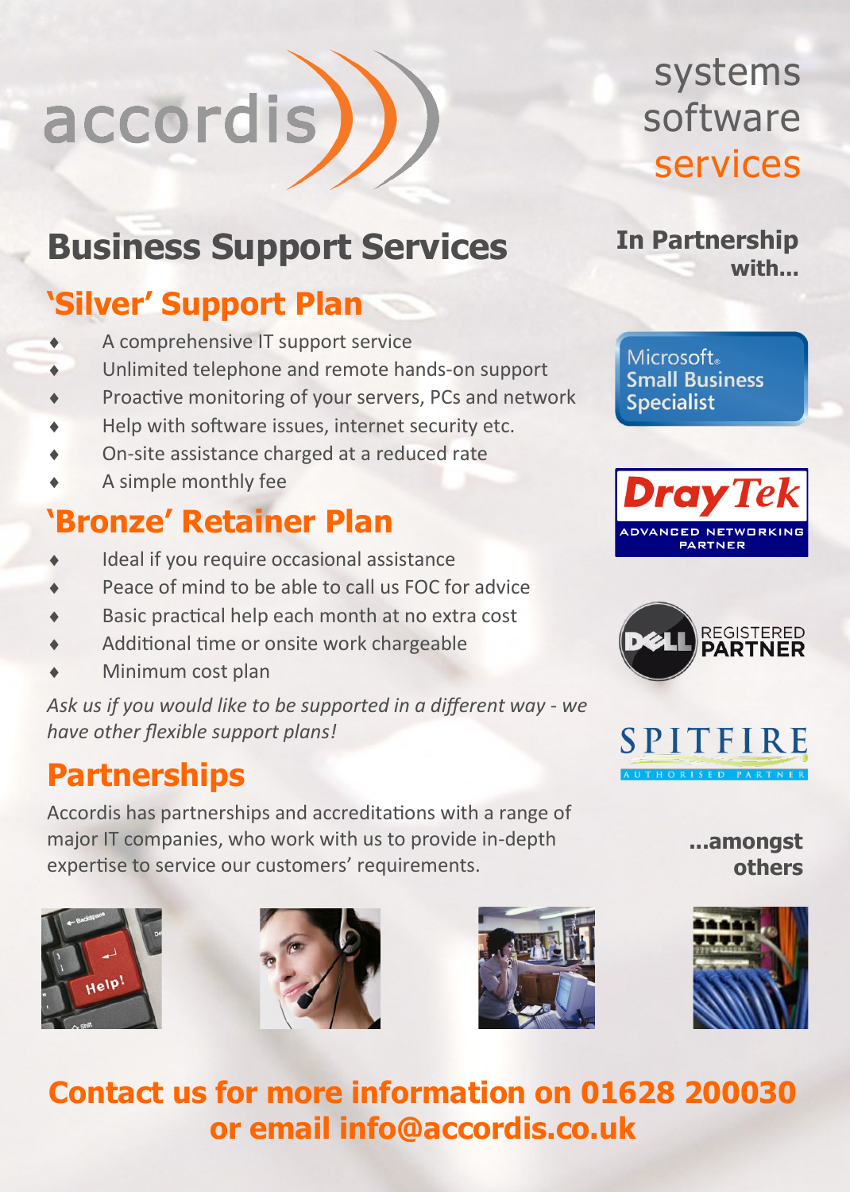accordis

systems
software
services

# Business Support Services

## 'Silver' Support Plan

- A comprehensive IT support service
- Unlimited telephone and remote hands-on support
- Proactive monitoring of your servers, PCs and network
- Help with software issues, internet security etc.
- On-site assistance charged at a reduced rate
- A simple monthly fee

## 'Bronze' Retainer Plan

- Ideal if you require occasional assistance
- Peace of mind to be able to call us FOC for advice
- Basic practical help each month at no extra cost
- Additional time or onsite work chargeable
- Minimum cost plan

*Ask us if you would like to be supported in a different way - we have other flexible support plans!*

## Partnerships

Accordis has partnerships and accreditations with a range of major IT companies, who work with us to provide in-depth expertise to service our customers' requirements.

**In Partnership with...**

Microsoft Small Business Specialist

DrayTek ADVANCED NETWORKING PARTNER

DELL REGISTERED PARTNER

SPITFIRE AUTHORISED PARTNER

**...amongst others**

**Contact us for more information on 01628 200030 or email info@accordis.co.uk**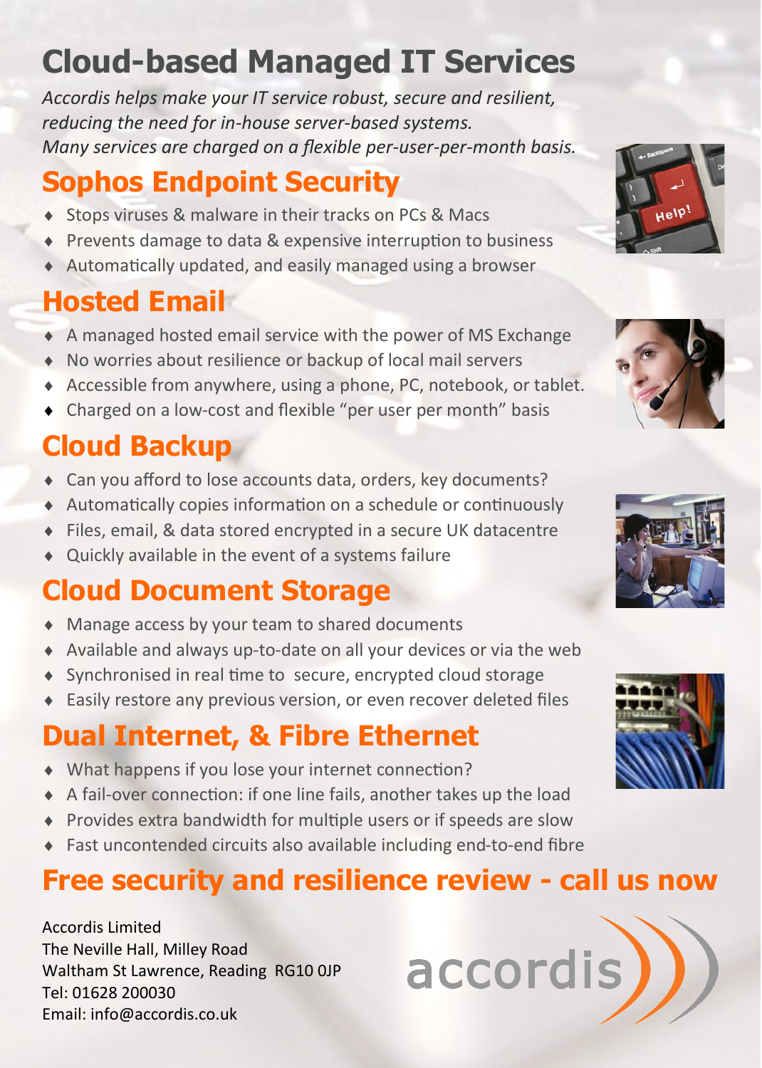# Cloud-based Managed IT Services

*Accordis helps make your IT service robust, secure and resilient, reducing the need for in-house server-based systems. Many services are charged on a flexible per-user-per-month basis.*

## Sophos Endpoint Security

- Stops viruses & malware in their tracks on PCs & Macs
- Prevents damage to data & expensive interruption to business
- Automatically updated, and easily managed using a browser

## Hosted Email

- A managed hosted email service with the power of MS Exchange
- No worries about resilience or backup of local mail servers
- Accessible from anywhere, using a phone, PC, notebook, or tablet.
- Charged on a low-cost and flexible "per user per month" basis

## Cloud Backup

- Can you afford to lose accounts data, orders, key documents?
- Automatically copies information on a schedule or continuously
- Files, email, & data stored encrypted in a secure UK datacentre
- Quickly available in the event of a systems failure

## Cloud Document Storage

- Manage access by your team to shared documents
- Available and always up-to-date on all your devices or via the web
- Synchronised in real time to secure, encrypted cloud storage
- Easily restore any previous version, or even recover deleted files

## Dual Internet, & Fibre Ethernet

- What happens if you lose your internet connection?
- A fail-over connection: if one line fails, another takes up the load
- Provides extra bandwidth for multiple users or if speeds are slow
- Fast uncontended circuits also available including end-to-end fibre

## Free security and resilience review - call us now

Accordis Limited
The Neville Hall, Milley Road
Waltham St Lawrence, Reading RG10 0JP
Tel: 01628 200030
Email: info@accordis.co.uk

accordis